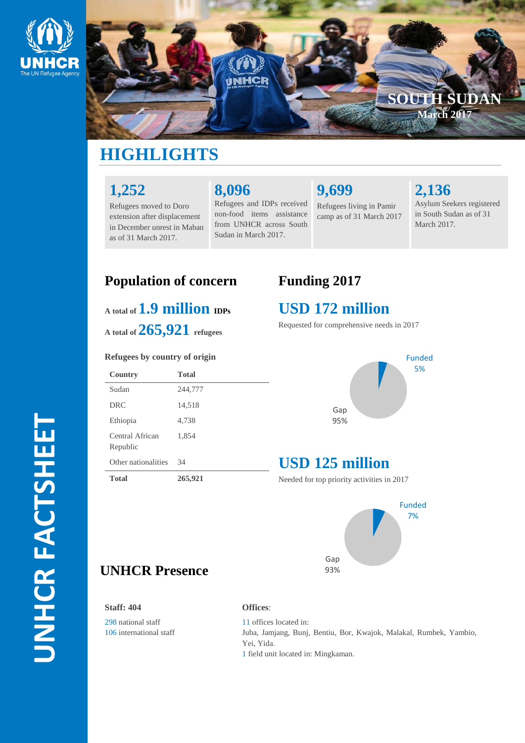# SOUTH SUDAN

March 2017

# UNHCR FACTSHEET

## HIGHLIGHTS

**1,252**
Refugees moved to Doro extension after displacement in December unrest in Maban as of 31 March 2017.

**8,096**
Refugees and IDPs received non-food items assistance from UNHCR across South Sudan in March 2017.

**9,699**
Refugees living in Pamir camp as of 31 March 2017

**2,136**
Asylum Seekers registered in South Sudan as of 31 March 2017.

## Population of concern

A total of **1.9 million** IDPs

A total of **265,921** refugees

**Refugees by country of origin**

| Country | Total |
|---|---|
| Sudan | 244,777 |
| DRC | 14,518 |
| Ethiopia | 4,738 |
| Central African Republic | 1,854 |
| Other nationalities | 34 |
| **Total** | **265,921** |

## Funding 2017

**USD 172 million**

Requested for comprehensive needs in 2017

Funded 5%
Gap 95%

**USD 125 million**

Needed for top priority activities in 2017

Funded 7%
Gap 93%

## UNHCR Presence

**Staff: 404**

298 national staff
106 international staff

**Offices**:

11 offices located in:
Juba, Jamjang, Bunj, Bentiu, Bor, Kwajok, Malakal, Rumbek, Yambio, Yei, Yida.
1 field unit located in: Mingkaman.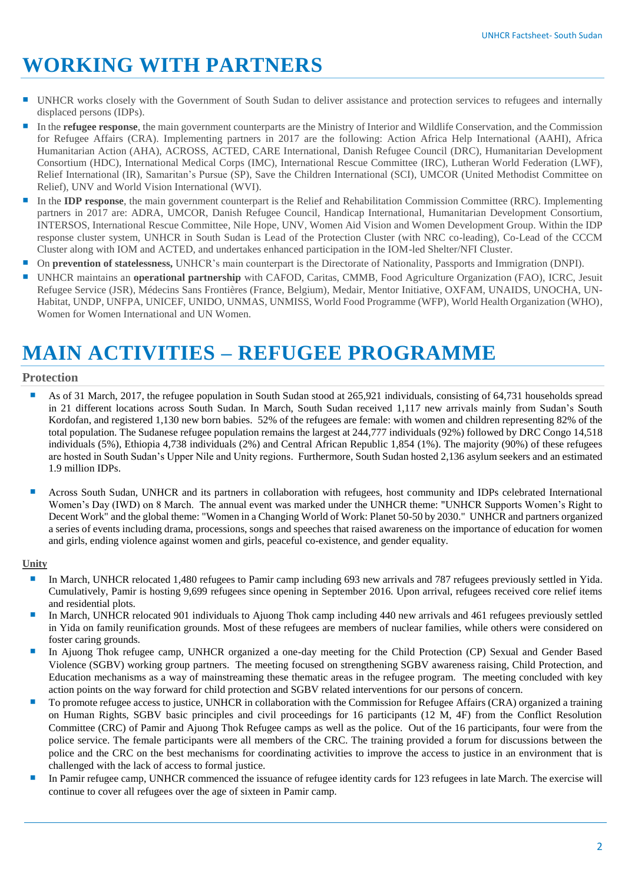# WORKING WITH PARTNERS

- UNHCR works closely with the Government of South Sudan to deliver assistance and protection services to refugees and internally displaced persons (IDPs).
- In the **refugee response**, the main government counterparts are the Ministry of Interior and Wildlife Conservation, and the Commission for Refugee Affairs (CRA). Implementing partners in 2017 are the following: Action Africa Help International (AAHI), Africa Humanitarian Action (AHA), ACROSS, ACTED, CARE International, Danish Refugee Council (DRC), Humanitarian Development Consortium (HDC), International Medical Corps (IMC), International Rescue Committee (IRC), Lutheran World Federation (LWF), Relief International (IR), Samaritan's Pursue (SP), Save the Children International (SCI), UMCOR (United Methodist Committee on Relief), UNV and World Vision International (WVI).
- In the **IDP response**, the main government counterpart is the Relief and Rehabilitation Commission Committee (RRC). Implementing partners in 2017 are: ADRA, UMCOR, Danish Refugee Council, Handicap International, Humanitarian Development Consortium, INTERSOS, International Rescue Committee, Nile Hope, UNV, Women Aid Vision and Women Development Group. Within the IDP response cluster system, UNHCR in South Sudan is Lead of the Protection Cluster (with NRC co-leading), Co-Lead of the CCCM Cluster along with IOM and ACTED, and undertakes enhanced participation in the IOM-led Shelter/NFI Cluster.
- On **prevention of statelessness,** UNHCR's main counterpart is the Directorate of Nationality, Passports and Immigration (DNPI).
- UNHCR maintains an **operational partnership** with CAFOD, Caritas, CMMB, Food Agriculture Organization (FAO), ICRC, Jesuit Refugee Service (JSR), Médecins Sans Frontières (France, Belgium), Medair, Mentor Initiative, OXFAM, UNAIDS, UNOCHA, UN-Habitat, UNDP, UNFPA, UNICEF, UNIDO, UNMAS, UNMISS, World Food Programme (WFP), World Health Organization (WHO), Women for Women International and UN Women.

# MAIN ACTIVITIES – REFUGEE PROGRAMME

## Protection

- As of 31 March, 2017, the refugee population in South Sudan stood at 265,921 individuals, consisting of 64,731 households spread in 21 different locations across South Sudan. In March, South Sudan received 1,117 new arrivals mainly from Sudan's South Kordofan, and registered 1,130 new born babies. 52% of the refugees are female: with women and children representing 82% of the total population. The Sudanese refugee population remains the largest at 244,777 individuals (92%) followed by DRC Congo 14,518 individuals (5%), Ethiopia 4,738 individuals (2%) and Central African Republic 1,854 (1%). The majority (90%) of these refugees are hosted in South Sudan's Upper Nile and Unity regions. Furthermore, South Sudan hosted 2,136 asylum seekers and an estimated 1.9 million IDPs.

- Across South Sudan, UNHCR and its partners in collaboration with refugees, host community and IDPs celebrated International Women's Day (IWD) on 8 March. The annual event was marked under the UNHCR theme: "UNHCR Supports Women's Right to Decent Work" and the global theme: "Women in a Changing World of Work: Planet 50-50 by 2030." UNHCR and partners organized a series of events including drama, processions, songs and speeches that raised awareness on the importance of education for women and girls, ending violence against women and girls, peaceful co-existence, and gender equality.

### Unity

- In March, UNHCR relocated 1,480 refugees to Pamir camp including 693 new arrivals and 787 refugees previously settled in Yida. Cumulatively, Pamir is hosting 9,699 refugees since opening in September 2016. Upon arrival, refugees received core relief items and residential plots.
- In March, UNHCR relocated 901 individuals to Ajuong Thok camp including 440 new arrivals and 461 refugees previously settled in Yida on family reunification grounds. Most of these refugees are members of nuclear families, while others were considered on foster caring grounds.
- In Ajuong Thok refugee camp, UNHCR organized a one-day meeting for the Child Protection (CP) Sexual and Gender Based Violence (SGBV) working group partners. The meeting focused on strengthening SGBV awareness raising, Child Protection, and Education mechanisms as a way of mainstreaming these thematic areas in the refugee program. The meeting concluded with key action points on the way forward for child protection and SGBV related interventions for our persons of concern.
- To promote refugee access to justice, UNHCR in collaboration with the Commission for Refugee Affairs (CRA) organized a training on Human Rights, SGBV basic principles and civil proceedings for 16 participants (12 M, 4F) from the Conflict Resolution Committee (CRC) of Pamir and Ajuong Thok Refugee camps as well as the police. Out of the 16 participants, four were from the police service. The female participants were all members of the CRC. The training provided a forum for discussions between the police and the CRC on the best mechanisms for coordinating activities to improve the access to justice in an environment that is challenged with the lack of access to formal justice.
- In Pamir refugee camp, UNHCR commenced the issuance of refugee identity cards for 123 refugees in late March. The exercise will continue to cover all refugees over the age of sixteen in Pamir camp.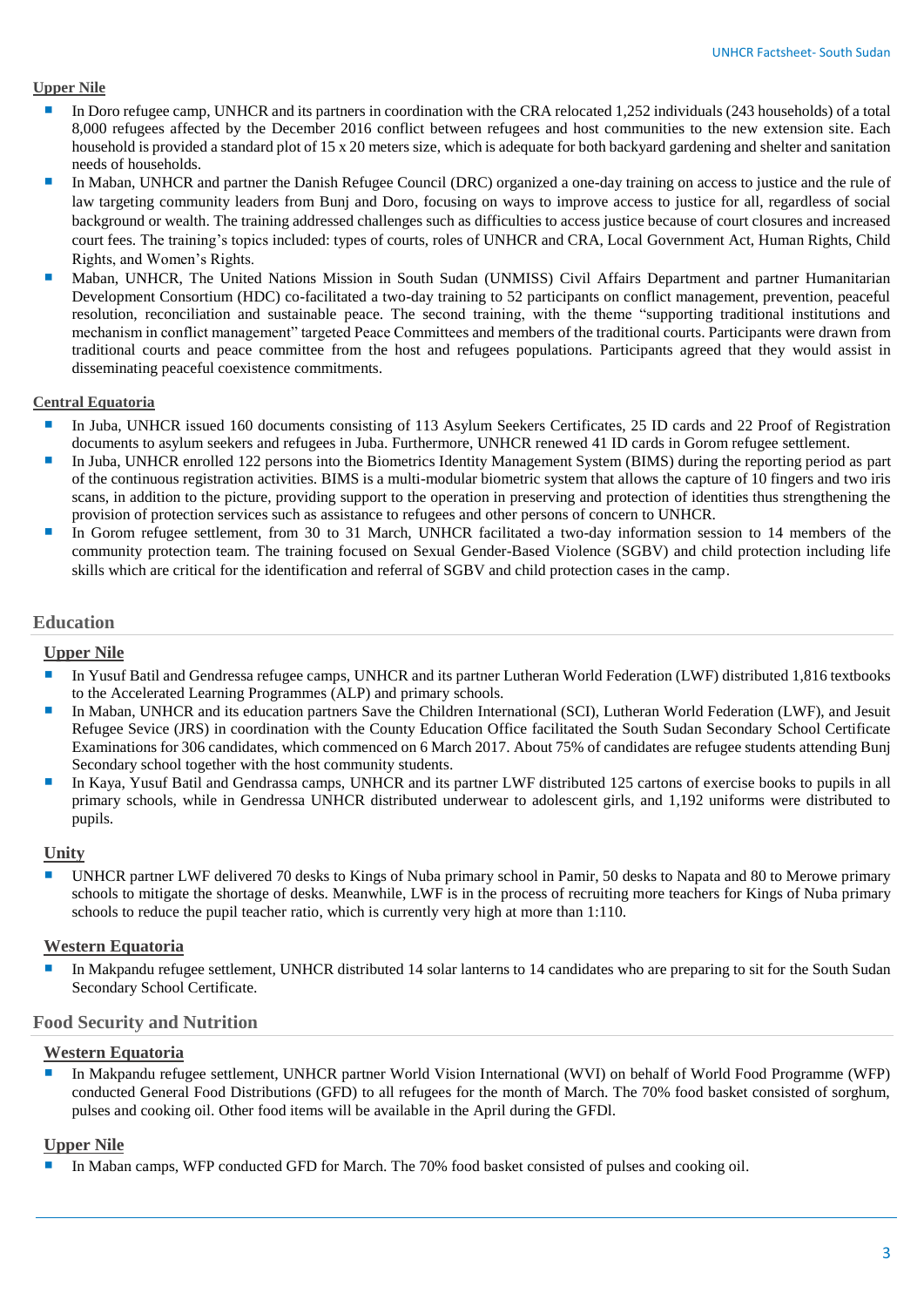**Upper Nile**

- In Doro refugee camp, UNHCR and its partners in coordination with the CRA relocated 1,252 individuals (243 households) of a total 8,000 refugees affected by the December 2016 conflict between refugees and host communities to the new extension site. Each household is provided a standard plot of 15 x 20 meters size, which is adequate for both backyard gardening and shelter and sanitation needs of households.
- In Maban, UNHCR and partner the Danish Refugee Council (DRC) organized a one-day training on access to justice and the rule of law targeting community leaders from Bunj and Doro, focusing on ways to improve access to justice for all, regardless of social background or wealth. The training addressed challenges such as difficulties to access justice because of court closures and increased court fees. The training's topics included: types of courts, roles of UNHCR and CRA, Local Government Act, Human Rights, Child Rights, and Women's Rights.
- Maban, UNHCR, The United Nations Mission in South Sudan (UNMISS) Civil Affairs Department and partner Humanitarian Development Consortium (HDC) co-facilitated a two-day training to 52 participants on conflict management, prevention, peaceful resolution, reconciliation and sustainable peace. The second training, with the theme "supporting traditional institutions and mechanism in conflict management" targeted Peace Committees and members of the traditional courts. Participants were drawn from traditional courts and peace committee from the host and refugees populations. Participants agreed that they would assist in disseminating peaceful coexistence commitments.

**Central Equatoria**

- In Juba, UNHCR issued 160 documents consisting of 113 Asylum Seekers Certificates, 25 ID cards and 22 Proof of Registration documents to asylum seekers and refugees in Juba. Furthermore, UNHCR renewed 41 ID cards in Gorom refugee settlement.
- In Juba, UNHCR enrolled 122 persons into the Biometrics Identity Management System (BIMS) during the reporting period as part of the continuous registration activities. BIMS is a multi-modular biometric system that allows the capture of 10 fingers and two iris scans, in addition to the picture, providing support to the operation in preserving and protection of identities thus strengthening the provision of protection services such as assistance to refugees and other persons of concern to UNHCR.
- In Gorom refugee settlement, from 30 to 31 March, UNHCR facilitated a two-day information session to 14 members of the community protection team. The training focused on Sexual Gender-Based Violence (SGBV) and child protection including life skills which are critical for the identification and referral of SGBV and child protection cases in the camp.

## Education

**Upper Nile**

- In Yusuf Batil and Gendressa refugee camps, UNHCR and its partner Lutheran World Federation (LWF) distributed 1,816 textbooks to the Accelerated Learning Programmes (ALP) and primary schools.
- In Maban, UNHCR and its education partners Save the Children International (SCI), Lutheran World Federation (LWF), and Jesuit Refugee Sevice (JRS) in coordination with the County Education Office facilitated the South Sudan Secondary School Certificate Examinations for 306 candidates, which commenced on 6 March 2017. About 75% of candidates are refugee students attending Bunj Secondary school together with the host community students.
- In Kaya, Yusuf Batil and Gendrassa camps, UNHCR and its partner LWF distributed 125 cartons of exercise books to pupils in all primary schools, while in Gendressa UNHCR distributed underwear to adolescent girls, and 1,192 uniforms were distributed to pupils.

**Unity**

- UNHCR partner LWF delivered 70 desks to Kings of Nuba primary school in Pamir, 50 desks to Napata and 80 to Merowe primary schools to mitigate the shortage of desks. Meanwhile, LWF is in the process of recruiting more teachers for Kings of Nuba primary schools to reduce the pupil teacher ratio, which is currently very high at more than 1:110.

**Western Equatoria**

- In Makpandu refugee settlement, UNHCR distributed 14 solar lanterns to 14 candidates who are preparing to sit for the South Sudan Secondary School Certificate.

## Food Security and Nutrition

**Western Equatoria**

- In Makpandu refugee settlement, UNHCR partner World Vision International (WVI) on behalf of World Food Programme (WFP) conducted General Food Distributions (GFD) to all refugees for the month of March. The 70% food basket consisted of sorghum, pulses and cooking oil. Other food items will be available in the April during the GFDl.

**Upper Nile**

- In Maban camps, WFP conducted GFD for March. The 70% food basket consisted of pulses and cooking oil.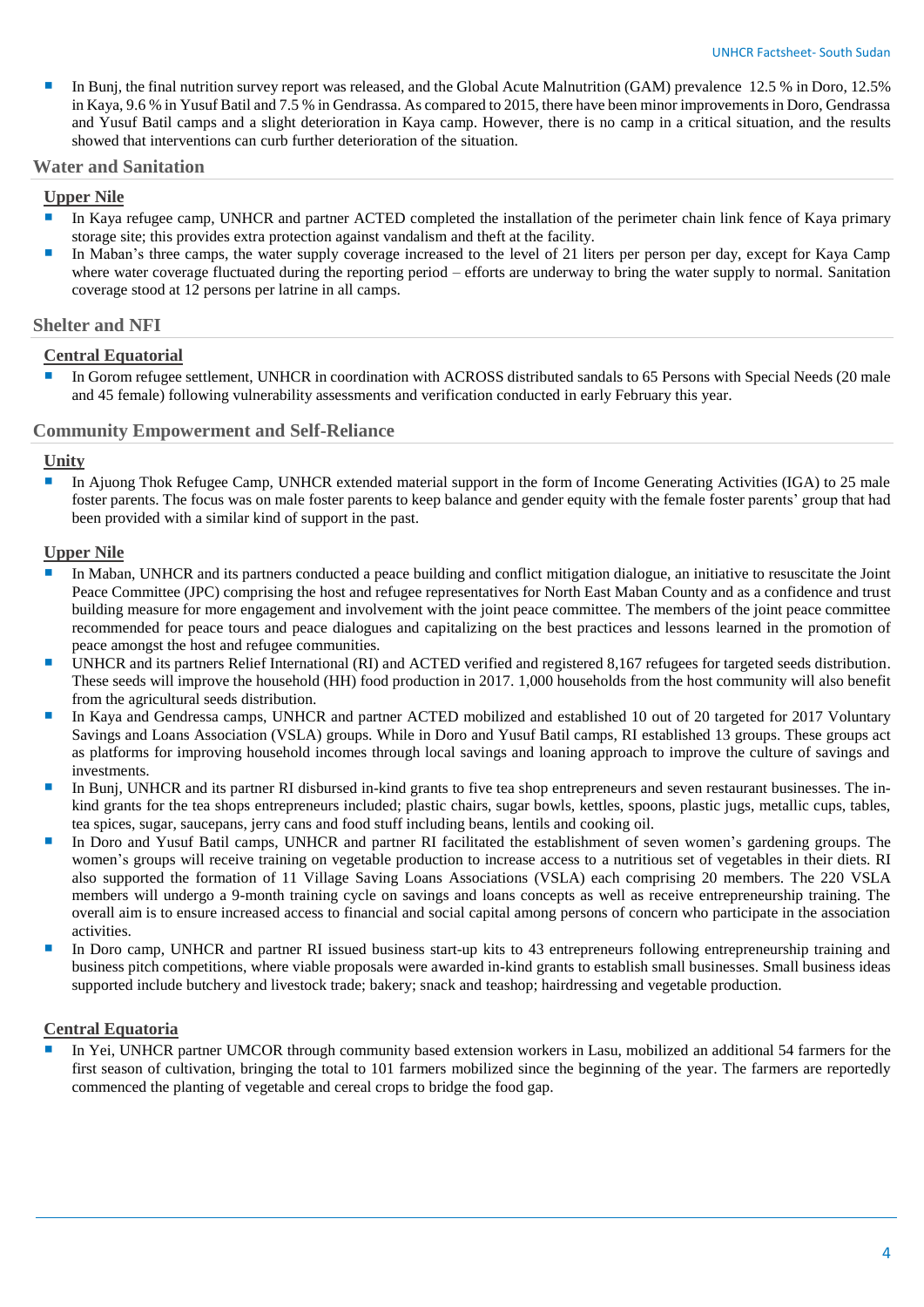- In Bunj, the final nutrition survey report was released, and the Global Acute Malnutrition (GAM) prevalence 12.5 % in Doro, 12.5% in Kaya, 9.6 % in Yusuf Batil and 7.5 % in Gendrassa. As compared to 2015, there have been minor improvements in Doro, Gendrassa and Yusuf Batil camps and a slight deterioration in Kaya camp. However, there is no camp in a critical situation, and the results showed that interventions can curb further deterioration of the situation.

## Water and Sanitation

### Upper Nile

- In Kaya refugee camp, UNHCR and partner ACTED completed the installation of the perimeter chain link fence of Kaya primary storage site; this provides extra protection against vandalism and theft at the facility.
- In Maban's three camps, the water supply coverage increased to the level of 21 liters per person per day, except for Kaya Camp where water coverage fluctuated during the reporting period – efforts are underway to bring the water supply to normal. Sanitation coverage stood at 12 persons per latrine in all camps.

## Shelter and NFI

### Central Equatorial

- In Gorom refugee settlement, UNHCR in coordination with ACROSS distributed sandals to 65 Persons with Special Needs (20 male and 45 female) following vulnerability assessments and verification conducted in early February this year.

## Community Empowerment and Self-Reliance

### Unity

- In Ajuong Thok Refugee Camp, UNHCR extended material support in the form of Income Generating Activities (IGA) to 25 male foster parents. The focus was on male foster parents to keep balance and gender equity with the female foster parents' group that had been provided with a similar kind of support in the past.

### Upper Nile

- In Maban, UNHCR and its partners conducted a peace building and conflict mitigation dialogue, an initiative to resuscitate the Joint Peace Committee (JPC) comprising the host and refugee representatives for North East Maban County and as a confidence and trust building measure for more engagement and involvement with the joint peace committee. The members of the joint peace committee recommended for peace tours and peace dialogues and capitalizing on the best practices and lessons learned in the promotion of peace amongst the host and refugee communities.
- UNHCR and its partners Relief International (RI) and ACTED verified and registered 8,167 refugees for targeted seeds distribution. These seeds will improve the household (HH) food production in 2017. 1,000 households from the host community will also benefit from the agricultural seeds distribution.
- In Kaya and Gendressa camps, UNHCR and partner ACTED mobilized and established 10 out of 20 targeted for 2017 Voluntary Savings and Loans Association (VSLA) groups. While in Doro and Yusuf Batil camps, RI established 13 groups. These groups act as platforms for improving household incomes through local savings and loaning approach to improve the culture of savings and investments.
- In Bunj, UNHCR and its partner RI disbursed in-kind grants to five tea shop entrepreneurs and seven restaurant businesses. The in-kind grants for the tea shops entrepreneurs included; plastic chairs, sugar bowls, kettles, spoons, plastic jugs, metallic cups, tables, tea spices, sugar, saucepans, jerry cans and food stuff including beans, lentils and cooking oil.
- In Doro and Yusuf Batil camps, UNHCR and partner RI facilitated the establishment of seven women's gardening groups. The women's groups will receive training on vegetable production to increase access to a nutritious set of vegetables in their diets. RI also supported the formation of 11 Village Saving Loans Associations (VSLA) each comprising 20 members. The 220 VSLA members will undergo a 9-month training cycle on savings and loans concepts as well as receive entrepreneurship training. The overall aim is to ensure increased access to financial and social capital among persons of concern who participate in the association activities.
- In Doro camp, UNHCR and partner RI issued business start-up kits to 43 entrepreneurs following entrepreneurship training and business pitch competitions, where viable proposals were awarded in-kind grants to establish small businesses. Small business ideas supported include butchery and livestock trade; bakery; snack and teashop; hairdressing and vegetable production.

### Central Equatoria

- In Yei, UNHCR partner UMCOR through community based extension workers in Lasu, mobilized an additional 54 farmers for the first season of cultivation, bringing the total to 101 farmers mobilized since the beginning of the year. The farmers are reportedly commenced the planting of vegetable and cereal crops to bridge the food gap.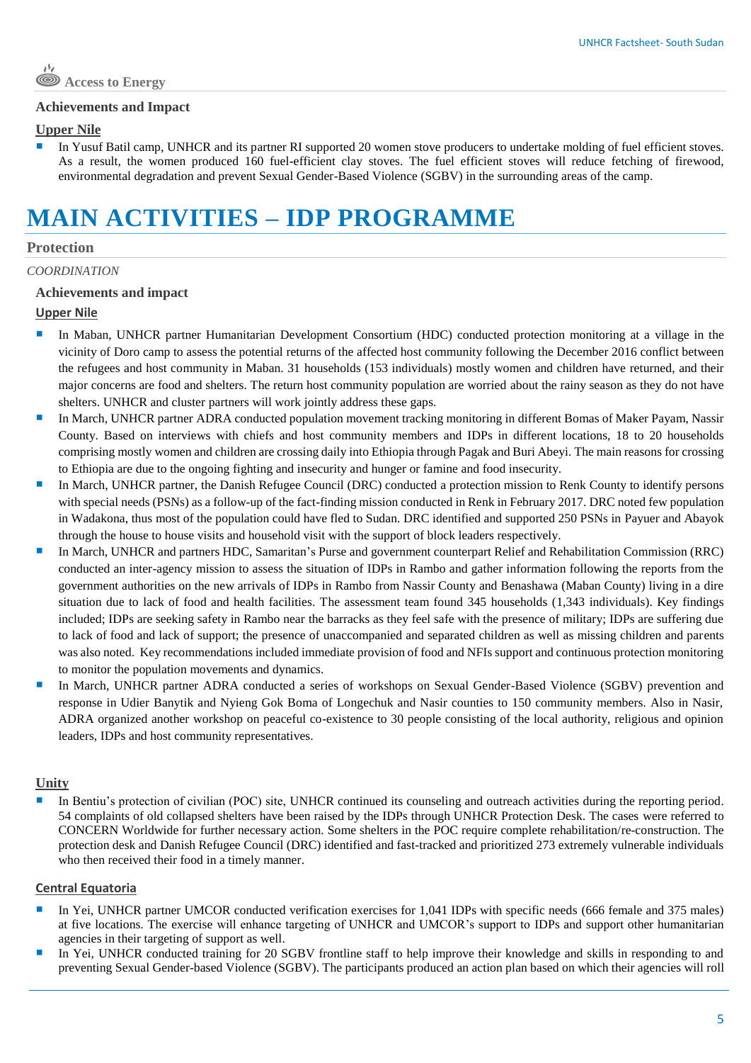### Access to Energy

**Achievements and Impact**

**Upper Nile**

- In Yusuf Batil camp, UNHCR and its partner RI supported 20 women stove producers to undertake molding of fuel efficient stoves. As a result, the women produced 160 fuel-efficient clay stoves. The fuel efficient stoves will reduce fetching of firewood, environmental degradation and prevent Sexual Gender-Based Violence (SGBV) in the surrounding areas of the camp.

# MAIN ACTIVITIES – IDP PROGRAMME

## Protection

*COORDINATION*

**Achievements and impact**

**Upper Nile**

- In Maban, UNHCR partner Humanitarian Development Consortium (HDC) conducted protection monitoring at a village in the vicinity of Doro camp to assess the potential returns of the affected host community following the December 2016 conflict between the refugees and host community in Maban. 31 households (153 individuals) mostly women and children have returned, and their major concerns are food and shelters. The return host community population are worried about the rainy season as they do not have shelters. UNHCR and cluster partners will work jointly address these gaps.
- In March, UNHCR partner ADRA conducted population movement tracking monitoring in different Bomas of Maker Payam, Nassir County. Based on interviews with chiefs and host community members and IDPs in different locations, 18 to 20 households comprising mostly women and children are crossing daily into Ethiopia through Pagak and Buri Abeyi. The main reasons for crossing to Ethiopia are due to the ongoing fighting and insecurity and hunger or famine and food insecurity.
- In March, UNHCR partner, the Danish Refugee Council (DRC) conducted a protection mission to Renk County to identify persons with special needs (PSNs) as a follow-up of the fact-finding mission conducted in Renk in February 2017. DRC noted few population in Wadakona, thus most of the population could have fled to Sudan. DRC identified and supported 250 PSNs in Payuer and Abayok through the house to house visits and household visit with the support of block leaders respectively.
- In March, UNHCR and partners HDC, Samaritan's Purse and government counterpart Relief and Rehabilitation Commission (RRC) conducted an inter-agency mission to assess the situation of IDPs in Rambo and gather information following the reports from the government authorities on the new arrivals of IDPs in Rambo from Nassir County and Benashawa (Maban County) living in a dire situation due to lack of food and health facilities. The assessment team found 345 households (1,343 individuals). Key findings included; IDPs are seeking safety in Rambo near the barracks as they feel safe with the presence of military; IDPs are suffering due to lack of food and lack of support; the presence of unaccompanied and separated children as well as missing children and parents was also noted. Key recommendations included immediate provision of food and NFIs support and continuous protection monitoring to monitor the population movements and dynamics.
- In March, UNHCR partner ADRA conducted a series of workshops on Sexual Gender-Based Violence (SGBV) prevention and response in Udier Banytik and Nyieng Gok Boma of Longechuk and Nasir counties to 150 community members. Also in Nasir, ADRA organized another workshop on peaceful co-existence to 30 people consisting of the local authority, religious and opinion leaders, IDPs and host community representatives.

**Unity**

- In Bentiu's protection of civilian (POC) site, UNHCR continued its counseling and outreach activities during the reporting period. 54 complaints of old collapsed shelters have been raised by the IDPs through UNHCR Protection Desk. The cases were referred to CONCERN Worldwide for further necessary action. Some shelters in the POC require complete rehabilitation/re-construction. The protection desk and Danish Refugee Council (DRC) identified and fast-tracked and prioritized 273 extremely vulnerable individuals who then received their food in a timely manner.

**Central Equatoria**

- In Yei, UNHCR partner UMCOR conducted verification exercises for 1,041 IDPs with specific needs (666 female and 375 males) at five locations. The exercise will enhance targeting of UNHCR and UMCOR's support to IDPs and support other humanitarian agencies in their targeting of support as well.
- In Yei, UNHCR conducted training for 20 SGBV frontline staff to help improve their knowledge and skills in responding to and preventing Sexual Gender-based Violence (SGBV). The participants produced an action plan based on which their agencies will roll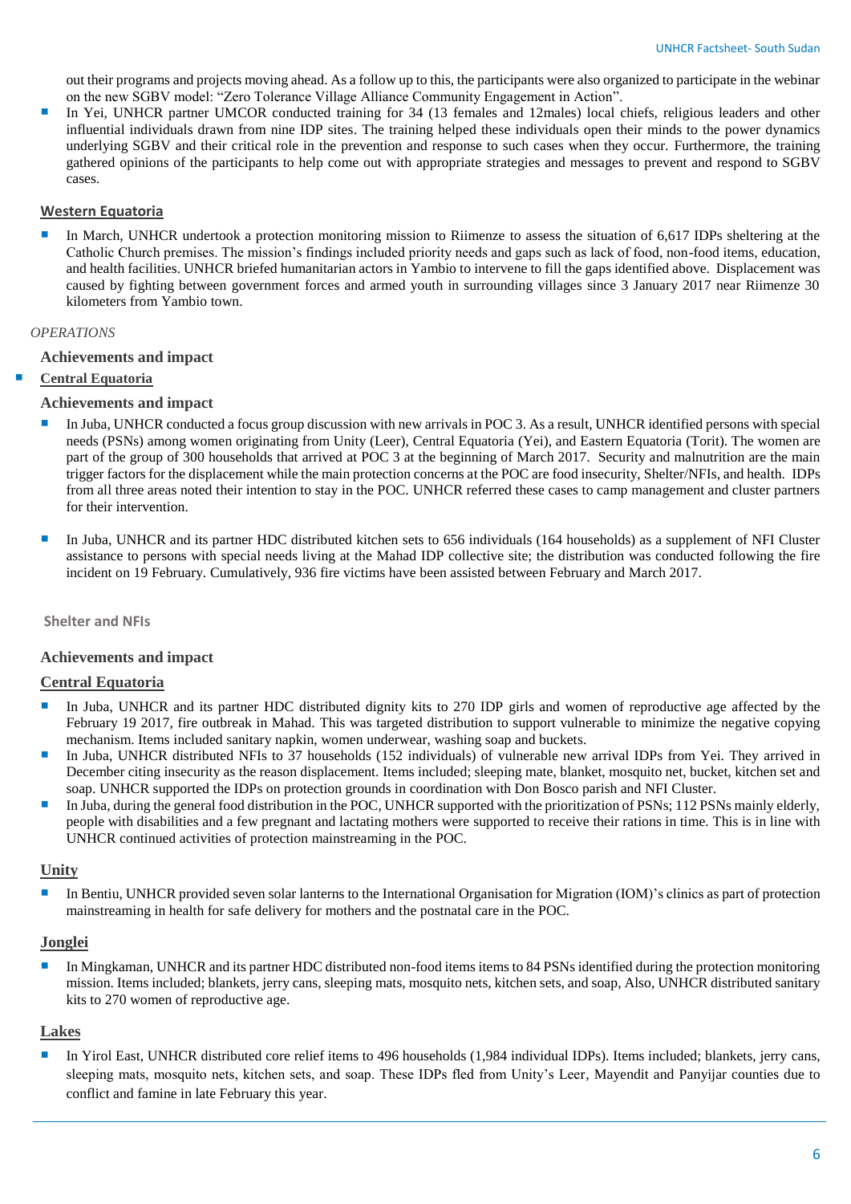out their programs and projects moving ahead. As a follow up to this, the participants were also organized to participate in the webinar on the new SGBV model: "Zero Tolerance Village Alliance Community Engagement in Action".

- In Yei, UNHCR partner UMCOR conducted training for 34 (13 females and 12males) local chiefs, religious leaders and other influential individuals drawn from nine IDP sites. The training helped these individuals open their minds to the power dynamics underlying SGBV and their critical role in the prevention and response to such cases when they occur. Furthermore, the training gathered opinions of the participants to help come out with appropriate strategies and messages to prevent and respond to SGBV cases.

**Western Equatoria**

- In March, UNHCR undertook a protection monitoring mission to Riimenze to assess the situation of 6,617 IDPs sheltering at the Catholic Church premises. The mission's findings included priority needs and gaps such as lack of food, non-food items, education, and health facilities. UNHCR briefed humanitarian actors in Yambio to intervene to fill the gaps identified above. Displacement was caused by fighting between government forces and armed youth in surrounding villages since 3 January 2017 near Riimenze 30 kilometers from Yambio town.

*OPERATIONS*

**Achievements and impact**

- **Central Equatoria**

**Achievements and impact**

- In Juba, UNHCR conducted a focus group discussion with new arrivals in POC 3. As a result, UNHCR identified persons with special needs (PSNs) among women originating from Unity (Leer), Central Equatoria (Yei), and Eastern Equatoria (Torit). The women are part of the group of 300 households that arrived at POC 3 at the beginning of March 2017. Security and malnutrition are the main trigger factors for the displacement while the main protection concerns at the POC are food insecurity, Shelter/NFIs, and health. IDPs from all three areas noted their intention to stay in the POC. UNHCR referred these cases to camp management and cluster partners for their intervention.

- In Juba, UNHCR and its partner HDC distributed kitchen sets to 656 individuals (164 households) as a supplement of NFI Cluster assistance to persons with special needs living at the Mahad IDP collective site; the distribution was conducted following the fire incident on 19 February. Cumulatively, 936 fire victims have been assisted between February and March 2017.

### Shelter and NFIs

**Achievements and impact**

**Central Equatoria**

- In Juba, UNHCR and its partner HDC distributed dignity kits to 270 IDP girls and women of reproductive age affected by the February 19 2017, fire outbreak in Mahad. This was targeted distribution to support vulnerable to minimize the negative copying mechanism. Items included sanitary napkin, women underwear, washing soap and buckets.
- In Juba, UNHCR distributed NFIs to 37 households (152 individuals) of vulnerable new arrival IDPs from Yei. They arrived in December citing insecurity as the reason displacement. Items included; sleeping mate, blanket, mosquito net, bucket, kitchen set and soap. UNHCR supported the IDPs on protection grounds in coordination with Don Bosco parish and NFI Cluster.
- In Juba, during the general food distribution in the POC, UNHCR supported with the prioritization of PSNs; 112 PSNs mainly elderly, people with disabilities and a few pregnant and lactating mothers were supported to receive their rations in time. This is in line with UNHCR continued activities of protection mainstreaming in the POC.

**Unity**

- In Bentiu, UNHCR provided seven solar lanterns to the International Organisation for Migration (IOM)'s clinics as part of protection mainstreaming in health for safe delivery for mothers and the postnatal care in the POC.

**Jonglei**

- In Mingkaman, UNHCR and its partner HDC distributed non-food items items to 84 PSNs identified during the protection monitoring mission. Items included; blankets, jerry cans, sleeping mats, mosquito nets, kitchen sets, and soap, Also, UNHCR distributed sanitary kits to 270 women of reproductive age.

**Lakes**

- In Yirol East, UNHCR distributed core relief items to 496 households (1,984 individual IDPs). Items included; blankets, jerry cans, sleeping mats, mosquito nets, kitchen sets, and soap. These IDPs fled from Unity's Leer, Mayendit and Panyijar counties due to conflict and famine in late February this year.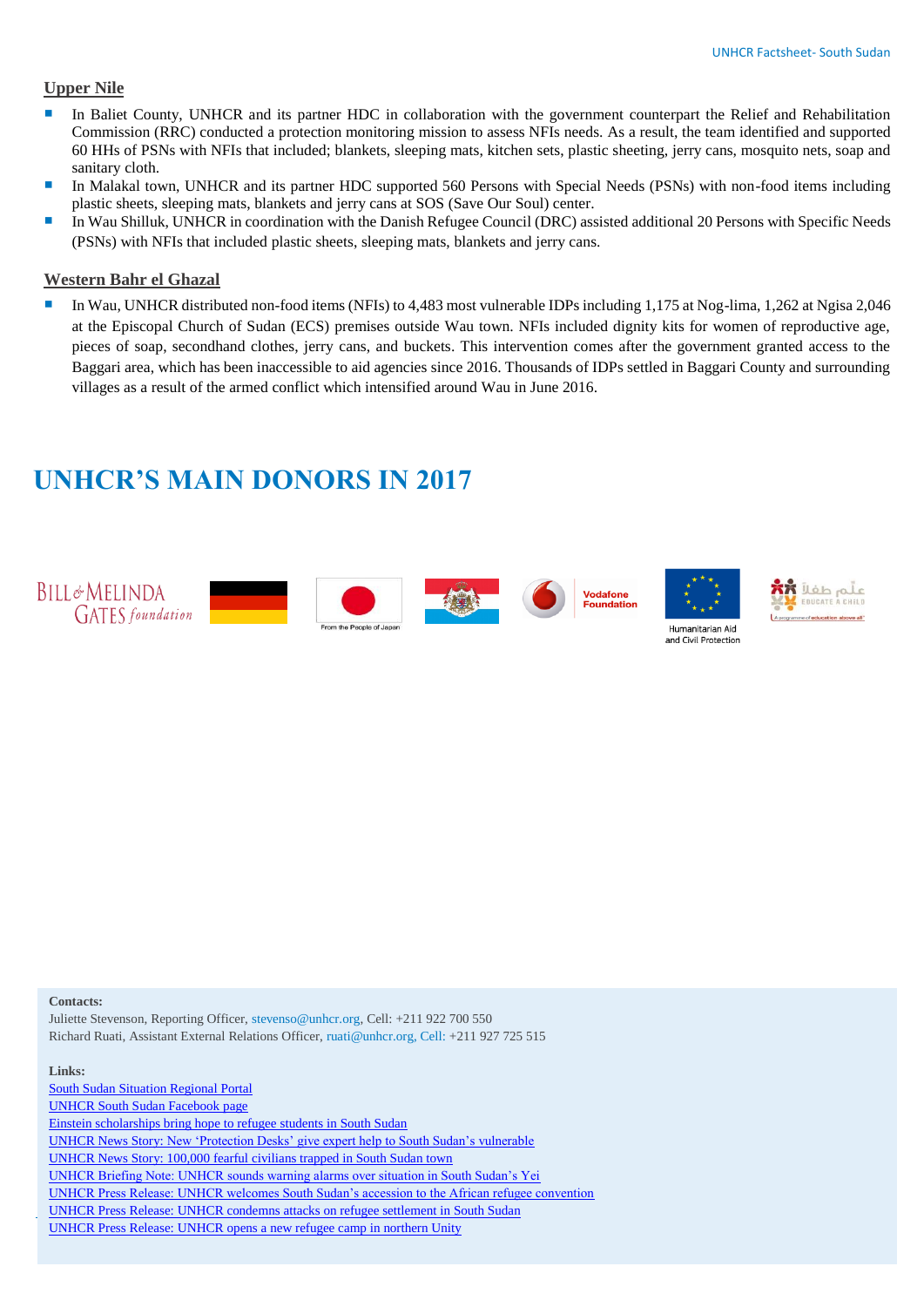## Upper Nile

- In Baliet County, UNHCR and its partner HDC in collaboration with the government counterpart the Relief and Rehabilitation Commission (RRC) conducted a protection monitoring mission to assess NFIs needs. As a result, the team identified and supported 60 HHs of PSNs with NFIs that included; blankets, sleeping mats, kitchen sets, plastic sheeting, jerry cans, mosquito nets, soap and sanitary cloth.
- In Malakal town, UNHCR and its partner HDC supported 560 Persons with Special Needs (PSNs) with non-food items including plastic sheets, sleeping mats, blankets and jerry cans at SOS (Save Our Soul) center.
- In Wau Shilluk, UNHCR in coordination with the Danish Refugee Council (DRC) assisted additional 20 Persons with Specific Needs (PSNs) with NFIs that included plastic sheets, sleeping mats, blankets and jerry cans.

## Western Bahr el Ghazal

- In Wau, UNHCR distributed non-food items (NFIs) to 4,483 most vulnerable IDPs including 1,175 at Nog-lima, 1,262 at Ngisa 2,046 at the Episcopal Church of Sudan (ECS) premises outside Wau town. NFIs included dignity kits for women of reproductive age, pieces of soap, secondhand clothes, jerry cans, and buckets. This intervention comes after the government granted access to the Baggari area, which has been inaccessible to aid agencies since 2016. Thousands of IDPs settled in Baggari County and surrounding villages as a result of the armed conflict which intensified around Wau in June 2016.

# UNHCR'S MAIN DONORS IN 2017

BILL & MELINDA GATES foundation

From the People of Japan

Vodafone Foundation

Humanitarian Aid and Civil Protection

علّم طفلاً EDUCATE A CHILD

A programme of education above all

**Contacts:**

Juliette Stevenson, Reporting Officer, stevenso@unhcr.org, Cell: +211 922 700 550

Richard Ruati, Assistant External Relations Officer, ruati@unhcr.org, Cell: +211 927 725 515

**Links:**

South Sudan Situation Regional Portal
UNHCR South Sudan Facebook page
Einstein scholarships bring hope to refugee students in South Sudan
UNHCR News Story: New 'Protection Desks' give expert help to South Sudan's vulnerable
UNHCR News Story: 100,000 fearful civilians trapped in South Sudan town
UNHCR Briefing Note: UNHCR sounds warning alarms over situation in South Sudan's Yei
UNHCR Press Release: UNHCR welcomes South Sudan's accession to the African refugee convention
UNHCR Press Release: UNHCR condemns attacks on refugee settlement in South Sudan
UNHCR Press Release: UNHCR opens a new refugee camp in northern Unity